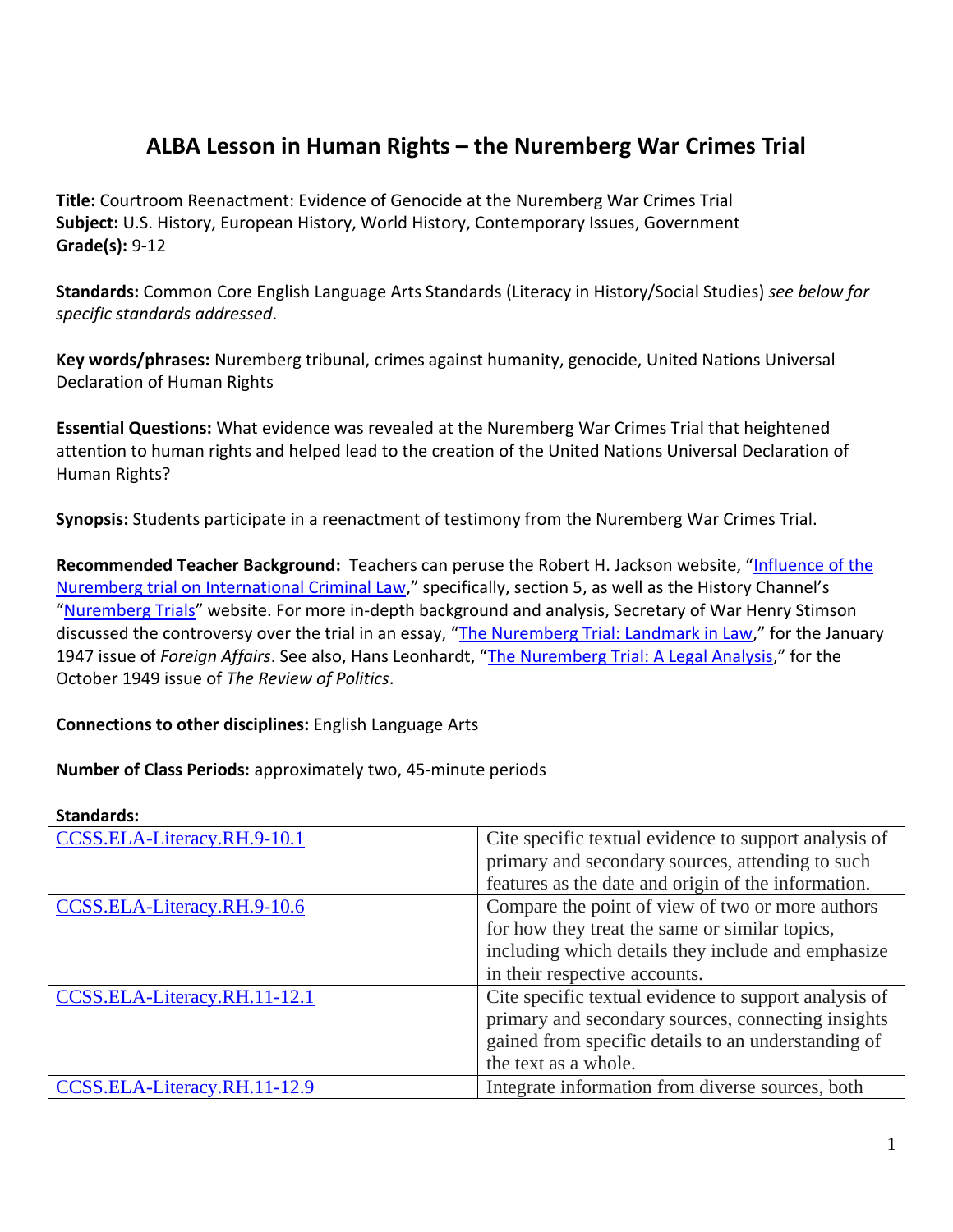# ALBA Lesson in Human Rights – the Nuremberg War Crimes Trial

**Title:** Courtroom Reenactment: Evidence of Genocide at the Nuremberg War Crimes Trial
**Subject:** U.S. History, European History, World History, Contemporary Issues, Government
**Grade(s):** 9-12

**Standards:** Common Core English Language Arts Standards (Literacy in History/Social Studies) *see below for specific standards addressed*.

**Key words/phrases:** Nuremberg tribunal, crimes against humanity, genocide, United Nations Universal Declaration of Human Rights

**Essential Questions:** What evidence was revealed at the Nuremberg War Crimes Trial that heightened attention to human rights and helped lead to the creation of the United Nations Universal Declaration of Human Rights?

**Synopsis:** Students participate in a reenactment of testimony from the Nuremberg War Crimes Trial.

**Recommended Teacher Background:** Teachers can peruse the Robert H. Jackson website, "Influence of the Nuremberg trial on International Criminal Law," specifically, section 5, as well as the History Channel's "Nuremberg Trials" website. For more in-depth background and analysis, Secretary of War Henry Stimson discussed the controversy over the trial in an essay, "The Nuremberg Trial: Landmark in Law," for the January 1947 issue of *Foreign Affairs*. See also, Hans Leonhardt, "The Nuremberg Trial: A Legal Analysis," for the October 1949 issue of *The Review of Politics*.

**Connections to other disciplines:** English Language Arts

**Number of Class Periods:** approximately two, 45-minute periods

**Standards:**

| | |
|---|---|
| CCSS.ELA-Literacy.RH.9-10.1 | Cite specific textual evidence to support analysis of primary and secondary sources, attending to such features as the date and origin of the information. |
| CCSS.ELA-Literacy.RH.9-10.6 | Compare the point of view of two or more authors for how they treat the same or similar topics, including which details they include and emphasize in their respective accounts. |
| CCSS.ELA-Literacy.RH.11-12.1 | Cite specific textual evidence to support analysis of primary and secondary sources, connecting insights gained from specific details to an understanding of the text as a whole. |
| CCSS.ELA-Literacy.RH.11-12.9 | Integrate information from diverse sources, both |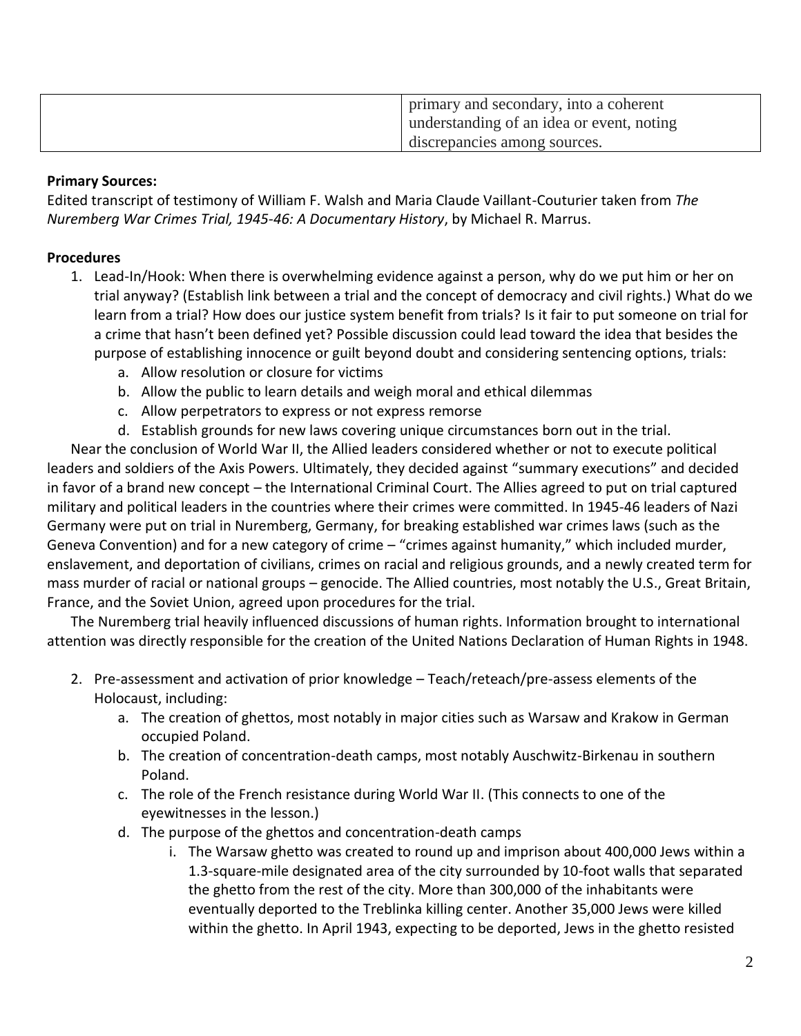| | primary and secondary, into a coherent understanding of an idea or event, noting discrepancies among sources. |
|---|---|

**Primary Sources:**
Edited transcript of testimony of William F. Walsh and Maria Claude Vaillant-Couturier taken from *The Nuremberg War Crimes Trial, 1945-46: A Documentary History*, by Michael R. Marrus.

**Procedures**

1. Lead-In/Hook: When there is overwhelming evidence against a person, why do we put him or her on trial anyway? (Establish link between a trial and the concept of democracy and civil rights.) What do we learn from a trial? How does our justice system benefit from trials? Is it fair to put someone on trial for a crime that hasn't been defined yet? Possible discussion could lead toward the idea that besides the purpose of establishing innocence or guilt beyond doubt and considering sentencing options, trials:
   a. Allow resolution or closure for victims
   b. Allow the public to learn details and weigh moral and ethical dilemmas
   c. Allow perpetrators to express or not express remorse
   d. Establish grounds for new laws covering unique circumstances born out in the trial.

   Near the conclusion of World War II, the Allied leaders considered whether or not to execute political leaders and soldiers of the Axis Powers. Ultimately, they decided against "summary executions" and decided in favor of a brand new concept – the International Criminal Court. The Allies agreed to put on trial captured military and political leaders in the countries where their crimes were committed. In 1945-46 leaders of Nazi Germany were put on trial in Nuremberg, Germany, for breaking established war crimes laws (such as the Geneva Convention) and for a new category of crime – "crimes against humanity," which included murder, enslavement, and deportation of civilians, crimes on racial and religious grounds, and a newly created term for mass murder of racial or national groups – genocide. The Allied countries, most notably the U.S., Great Britain, France, and the Soviet Union, agreed upon procedures for the trial.

   The Nuremberg trial heavily influenced discussions of human rights. Information brought to international attention was directly responsible for the creation of the United Nations Declaration of Human Rights in 1948.

2. Pre-assessment and activation of prior knowledge – Teach/reteach/pre-assess elements of the Holocaust, including:
   a. The creation of ghettos, most notably in major cities such as Warsaw and Krakow in German occupied Poland.
   b. The creation of concentration-death camps, most notably Auschwitz-Birkenau in southern Poland.
   c. The role of the French resistance during World War II. (This connects to one of the eyewitnesses in the lesson.)
   d. The purpose of the ghettos and concentration-death camps
      i. The Warsaw ghetto was created to round up and imprison about 400,000 Jews within a 1.3-square-mile designated area of the city surrounded by 10-foot walls that separated the ghetto from the rest of the city. More than 300,000 of the inhabitants were eventually deported to the Treblinka killing center. Another 35,000 Jews were killed within the ghetto. In April 1943, expecting to be deported, Jews in the ghetto resisted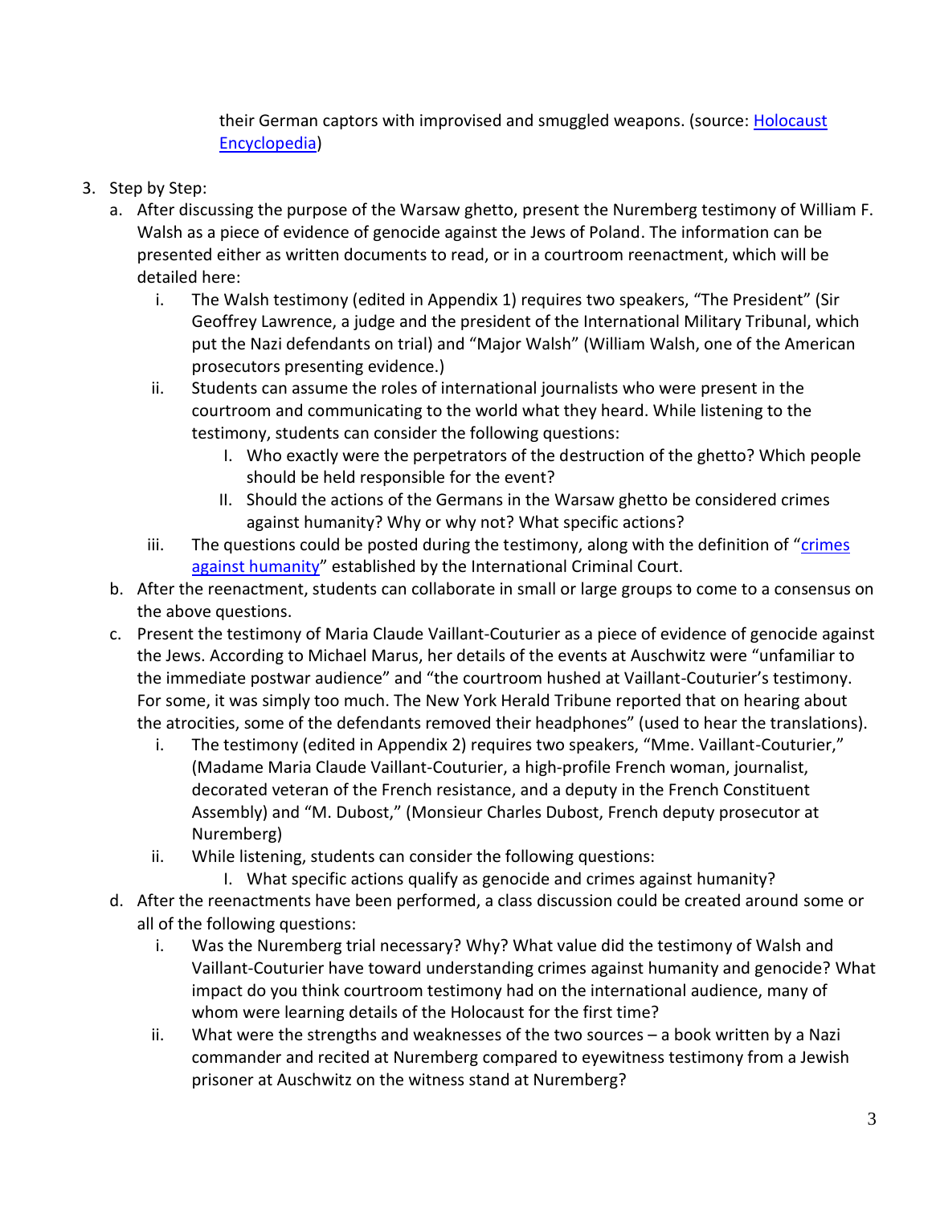their German captors with improvised and smuggled weapons. (source: [Holocaust Encyclopedia](#))

3. Step by Step:
   a. After discussing the purpose of the Warsaw ghetto, present the Nuremberg testimony of William F. Walsh as a piece of evidence of genocide against the Jews of Poland. The information can be presented either as written documents to read, or in a courtroom reenactment, which will be detailed here:
      i. The Walsh testimony (edited in Appendix 1) requires two speakers, "The President" (Sir Geoffrey Lawrence, a judge and the president of the International Military Tribunal, which put the Nazi defendants on trial) and "Major Walsh" (William Walsh, one of the American prosecutors presenting evidence.)
      ii. Students can assume the roles of international journalists who were present in the courtroom and communicating to the world what they heard. While listening to the testimony, students can consider the following questions:
         I. Who exactly were the perpetrators of the destruction of the ghetto? Which people should be held responsible for the event?
         II. Should the actions of the Germans in the Warsaw ghetto be considered crimes against humanity? Why or why not? What specific actions?
      iii. The questions could be posted during the testimony, along with the definition of "[crimes against humanity](#)" established by the International Criminal Court.
   b. After the reenactment, students can collaborate in small or large groups to come to a consensus on the above questions.
   c. Present the testimony of Maria Claude Vaillant-Couturier as a piece of evidence of genocide against the Jews. According to Michael Marus, her details of the events at Auschwitz were "unfamiliar to the immediate postwar audience" and "the courtroom hushed at Vaillant-Couturier's testimony. For some, it was simply too much. The New York Herald Tribune reported that on hearing about the atrocities, some of the defendants removed their headphones" (used to hear the translations).
      i. The testimony (edited in Appendix 2) requires two speakers, "Mme. Vaillant-Couturier," (Madame Maria Claude Vaillant-Couturier, a high-profile French woman, journalist, decorated veteran of the French resistance, and a deputy in the French Constituent Assembly) and "M. Dubost," (Monsieur Charles Dubost, French deputy prosecutor at Nuremberg)
      ii. While listening, students can consider the following questions:
         I. What specific actions qualify as genocide and crimes against humanity?
   d. After the reenactments have been performed, a class discussion could be created around some or all of the following questions:
      i. Was the Nuremberg trial necessary? Why? What value did the testimony of Walsh and Vaillant-Couturier have toward understanding crimes against humanity and genocide? What impact do you think courtroom testimony had on the international audience, many of whom were learning details of the Holocaust for the first time?
      ii. What were the strengths and weaknesses of the two sources – a book written by a Nazi commander and recited at Nuremberg compared to eyewitness testimony from a Jewish prisoner at Auschwitz on the witness stand at Nuremberg?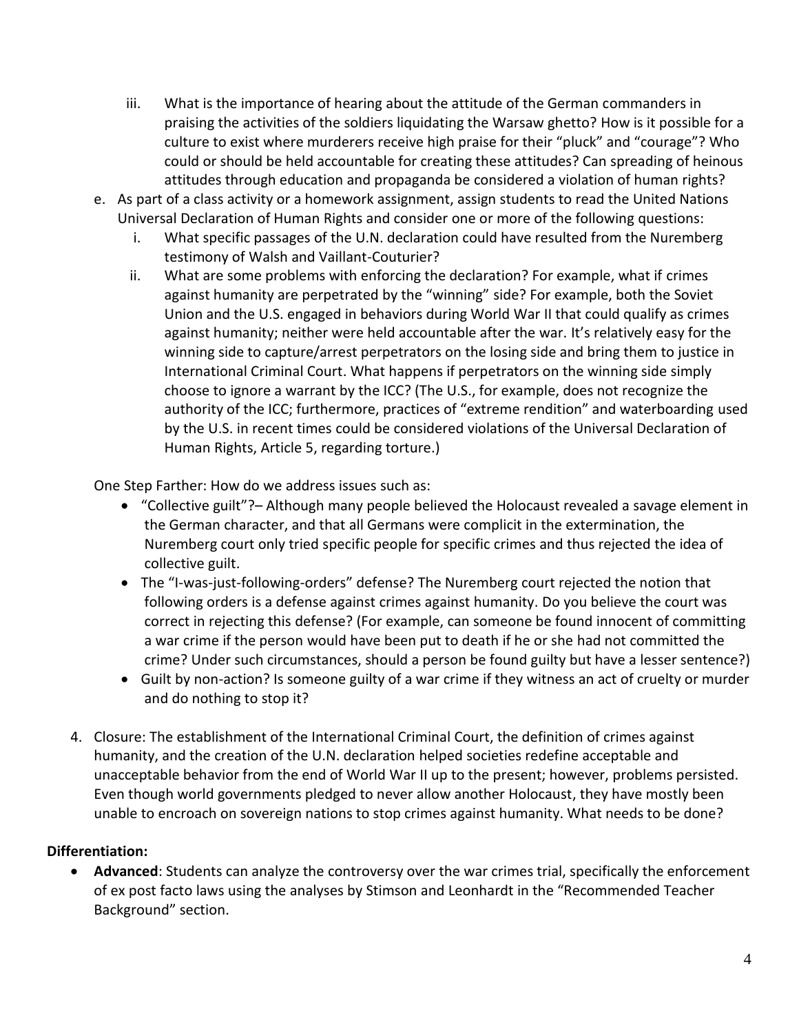iii. What is the importance of hearing about the attitude of the German commanders in praising the activities of the soldiers liquidating the Warsaw ghetto? How is it possible for a culture to exist where murderers receive high praise for their "pluck" and "courage"? Who could or should be held accountable for creating these attitudes? Can spreading of heinous attitudes through education and propaganda be considered a violation of human rights?

e. As part of a class activity or a homework assignment, assign students to read the United Nations Universal Declaration of Human Rights and consider one or more of the following questions:
   i. What specific passages of the U.N. declaration could have resulted from the Nuremberg testimony of Walsh and Vaillant-Couturier?
   ii. What are some problems with enforcing the declaration? For example, what if crimes against humanity are perpetrated by the "winning" side? For example, both the Soviet Union and the U.S. engaged in behaviors during World War II that could qualify as crimes against humanity; neither were held accountable after the war. It's relatively easy for the winning side to capture/arrest perpetrators on the losing side and bring them to justice in International Criminal Court. What happens if perpetrators on the winning side simply choose to ignore a warrant by the ICC? (The U.S., for example, does not recognize the authority of the ICC; furthermore, practices of "extreme rendition" and waterboarding used by the U.S. in recent times could be considered violations of the Universal Declaration of Human Rights, Article 5, regarding torture.)

One Step Farther: How do we address issues such as:

- "Collective guilt"?– Although many people believed the Holocaust revealed a savage element in the German character, and that all Germans were complicit in the extermination, the Nuremberg court only tried specific people for specific crimes and thus rejected the idea of collective guilt.
- The "I-was-just-following-orders" defense? The Nuremberg court rejected the notion that following orders is a defense against crimes against humanity. Do you believe the court was correct in rejecting this defense? (For example, can someone be found innocent of committing a war crime if the person would have been put to death if he or she had not committed the crime? Under such circumstances, should a person be found guilty but have a lesser sentence?)
- Guilt by non-action? Is someone guilty of a war crime if they witness an act of cruelty or murder and do nothing to stop it?

4. Closure: The establishment of the International Criminal Court, the definition of crimes against humanity, and the creation of the U.N. declaration helped societies redefine acceptable and unacceptable behavior from the end of World War II up to the present; however, problems persisted. Even though world governments pledged to never allow another Holocaust, they have mostly been unable to encroach on sovereign nations to stop crimes against humanity. What needs to be done?

**Differentiation:**

- **Advanced**: Students can analyze the controversy over the war crimes trial, specifically the enforcement of ex post facto laws using the analyses by Stimson and Leonhardt in the "Recommended Teacher Background" section.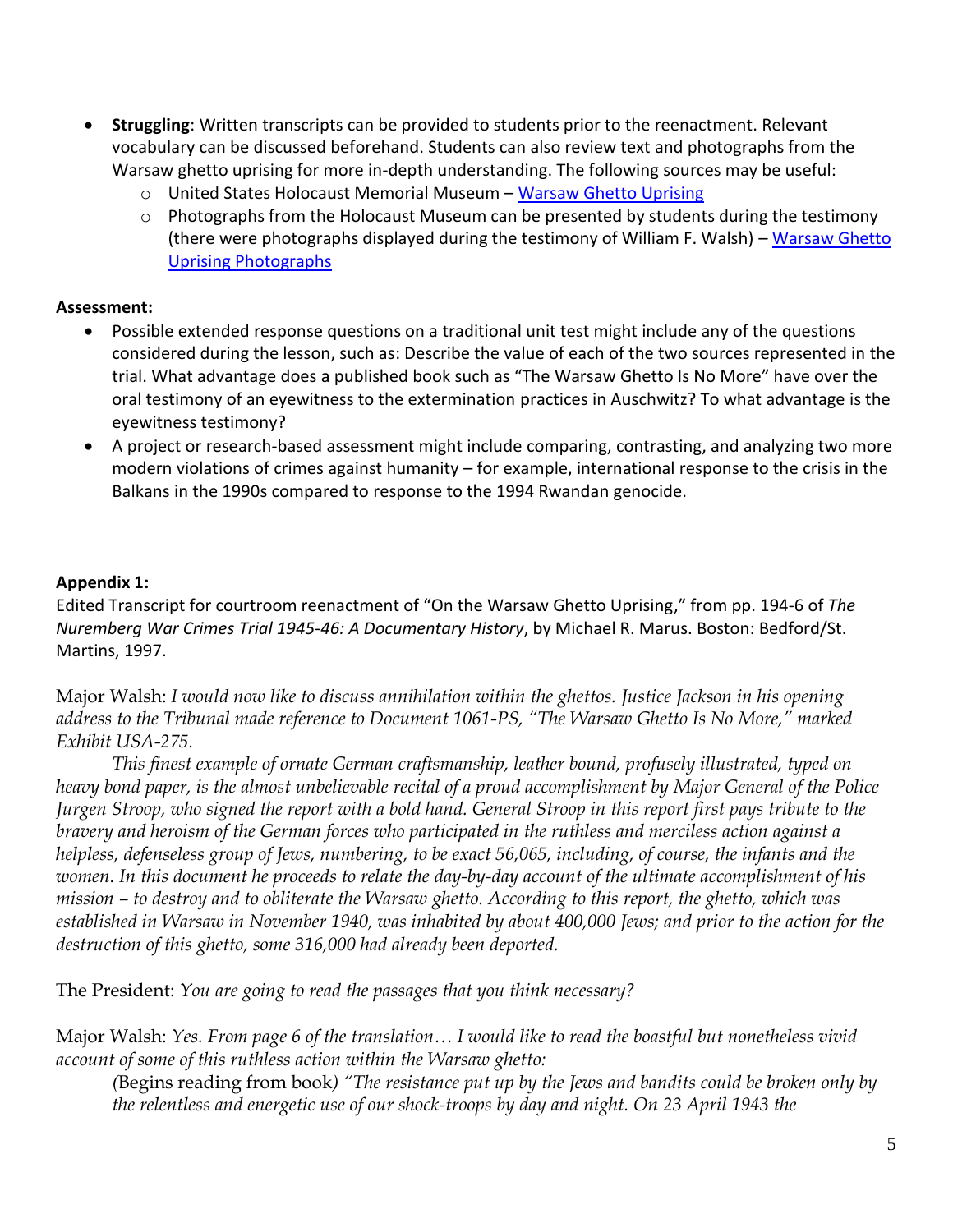- **Struggling**: Written transcripts can be provided to students prior to the reenactment. Relevant vocabulary can be discussed beforehand. Students can also review text and photographs from the Warsaw ghetto uprising for more in-depth understanding. The following sources may be useful:
  - United States Holocaust Memorial Museum – Warsaw Ghetto Uprising
  - Photographs from the Holocaust Museum can be presented by students during the testimony (there were photographs displayed during the testimony of William F. Walsh) – Warsaw Ghetto Uprising Photographs

**Assessment:**

- Possible extended response questions on a traditional unit test might include any of the questions considered during the lesson, such as: Describe the value of each of the two sources represented in the trial. What advantage does a published book such as "The Warsaw Ghetto Is No More" have over the oral testimony of an eyewitness to the extermination practices in Auschwitz? To what advantage is the eyewitness testimony?
- A project or research-based assessment might include comparing, contrasting, and analyzing two more modern violations of crimes against humanity – for example, international response to the crisis in the Balkans in the 1990s compared to response to the 1994 Rwandan genocide.

**Appendix 1:**

Edited Transcript for courtroom reenactment of "On the Warsaw Ghetto Uprising," from pp. 194-6 of *The Nuremberg War Crimes Trial 1945-46: A Documentary History*, by Michael R. Marus. Boston: Bedford/St. Martins, 1997.

Major Walsh: *I would now like to discuss annihilation within the ghettos. Justice Jackson in his opening address to the Tribunal made reference to Document 1061-PS, "The Warsaw Ghetto Is No More," marked Exhibit USA-275.*

*This finest example of ornate German craftsmanship, leather bound, profusely illustrated, typed on heavy bond paper, is the almost unbelievable recital of a proud accomplishment by Major General of the Police Jurgen Stroop, who signed the report with a bold hand. General Stroop in this report first pays tribute to the bravery and heroism of the German forces who participated in the ruthless and merciless action against a helpless, defenseless group of Jews, numbering, to be exact 56,065, including, of course, the infants and the women. In this document he proceeds to relate the day-by-day account of the ultimate accomplishment of his mission – to destroy and to obliterate the Warsaw ghetto. According to this report, the ghetto, which was established in Warsaw in November 1940, was inhabited by about 400,000 Jews; and prior to the action for the destruction of this ghetto, some 316,000 had already been deported.*

The President: *You are going to read the passages that you think necessary?*

Major Walsh: *Yes. From page 6 of the translation… I would like to read the boastful but nonetheless vivid account of some of this ruthless action within the Warsaw ghetto:*

> (Begins reading from book) *"The resistance put up by the Jews and bandits could be broken only by the relentless and energetic use of our shock-troops by day and night. On 23 April 1943 the*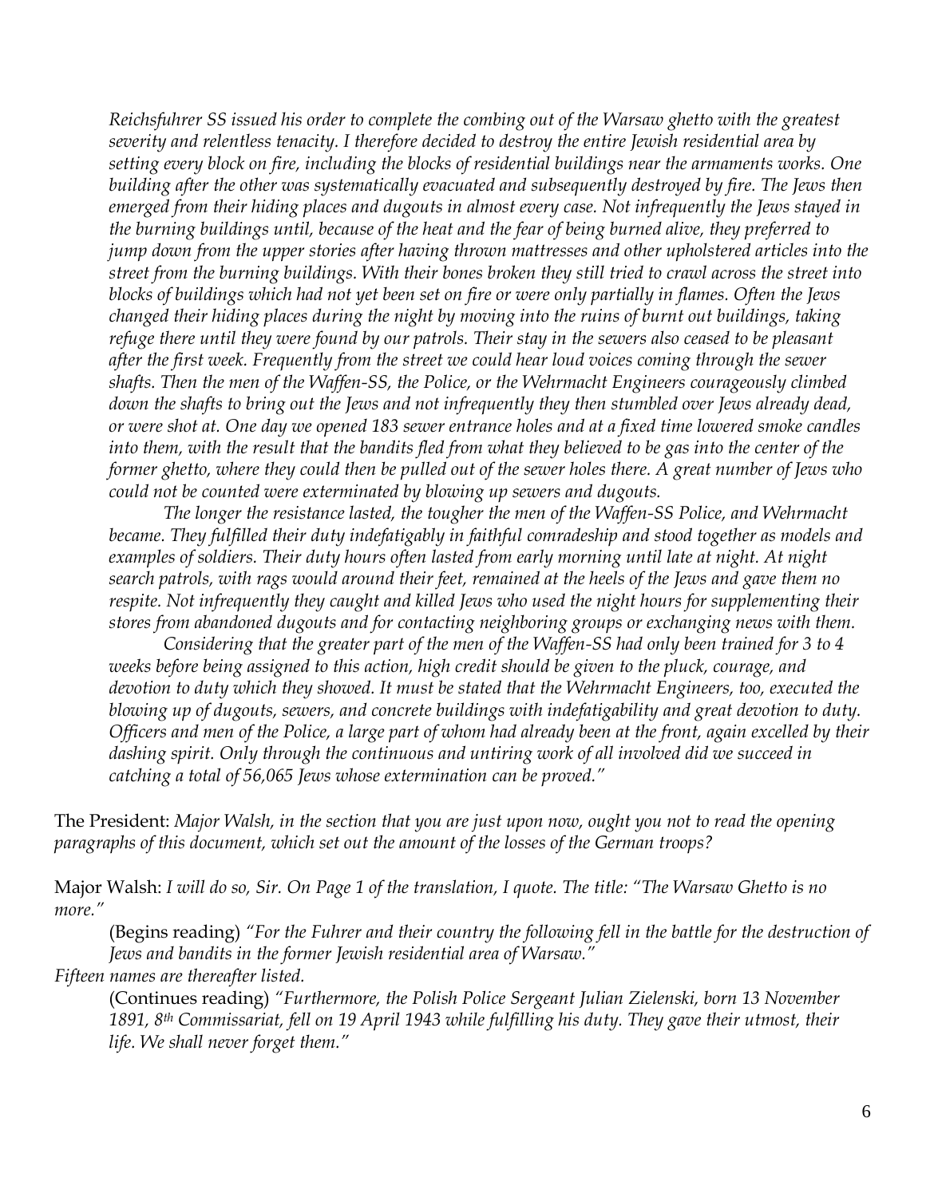*Reichsfuhrer SS issued his order to complete the combing out of the Warsaw ghetto with the greatest severity and relentless tenacity. I therefore decided to destroy the entire Jewish residential area by setting every block on fire, including the blocks of residential buildings near the armaments works. One building after the other was systematically evacuated and subsequently destroyed by fire. The Jews then emerged from their hiding places and dugouts in almost every case. Not infrequently the Jews stayed in the burning buildings until, because of the heat and the fear of being burned alive, they preferred to jump down from the upper stories after having thrown mattresses and other upholstered articles into the street from the burning buildings. With their bones broken they still tried to crawl across the street into blocks of buildings which had not yet been set on fire or were only partially in flames. Often the Jews changed their hiding places during the night by moving into the ruins of burnt out buildings, taking refuge there until they were found by our patrols. Their stay in the sewers also ceased to be pleasant after the first week. Frequently from the street we could hear loud voices coming through the sewer shafts. Then the men of the Waffen-SS, the Police, or the Wehrmacht Engineers courageously climbed down the shafts to bring out the Jews and not infrequently they then stumbled over Jews already dead, or were shot at. One day we opened 183 sewer entrance holes and at a fixed time lowered smoke candles into them, with the result that the bandits fled from what they believed to be gas into the center of the former ghetto, where they could then be pulled out of the sewer holes there. A great number of Jews who could not be counted were exterminated by blowing up sewers and dugouts.*

*The longer the resistance lasted, the tougher the men of the Waffen-SS Police, and Wehrmacht became. They fulfilled their duty indefatigably in faithful comradeship and stood together as models and examples of soldiers. Their duty hours often lasted from early morning until late at night. At night search patrols, with rags would around their feet, remained at the heels of the Jews and gave them no respite. Not infrequently they caught and killed Jews who used the night hours for supplementing their stores from abandoned dugouts and for contacting neighboring groups or exchanging news with them.*

*Considering that the greater part of the men of the Waffen-SS had only been trained for 3 to 4 weeks before being assigned to this action, high credit should be given to the pluck, courage, and devotion to duty which they showed. It must be stated that the Wehrmacht Engineers, too, executed the blowing up of dugouts, sewers, and concrete buildings with indefatigability and great devotion to duty. Officers and men of the Police, a large part of whom had already been at the front, again excelled by their dashing spirit. Only through the continuous and untiring work of all involved did we succeed in catching a total of 56,065 Jews whose extermination can be proved."*

The President: *Major Walsh, in the section that you are just upon now, ought you not to read the opening paragraphs of this document, which set out the amount of the losses of the German troops?*

Major Walsh: *I will do so, Sir. On Page 1 of the translation, I quote. The title: "The Warsaw Ghetto is no more."*

(Begins reading) *"For the Fuhrer and their country the following fell in the battle for the destruction of Jews and bandits in the former Jewish residential area of Warsaw."*

*Fifteen names are thereafter listed.*

(Continues reading) *"Furthermore, the Polish Police Sergeant Julian Zielenski, born 13 November 1891, 8th Commissariat, fell on 19 April 1943 while fulfilling his duty. They gave their utmost, their life. We shall never forget them."*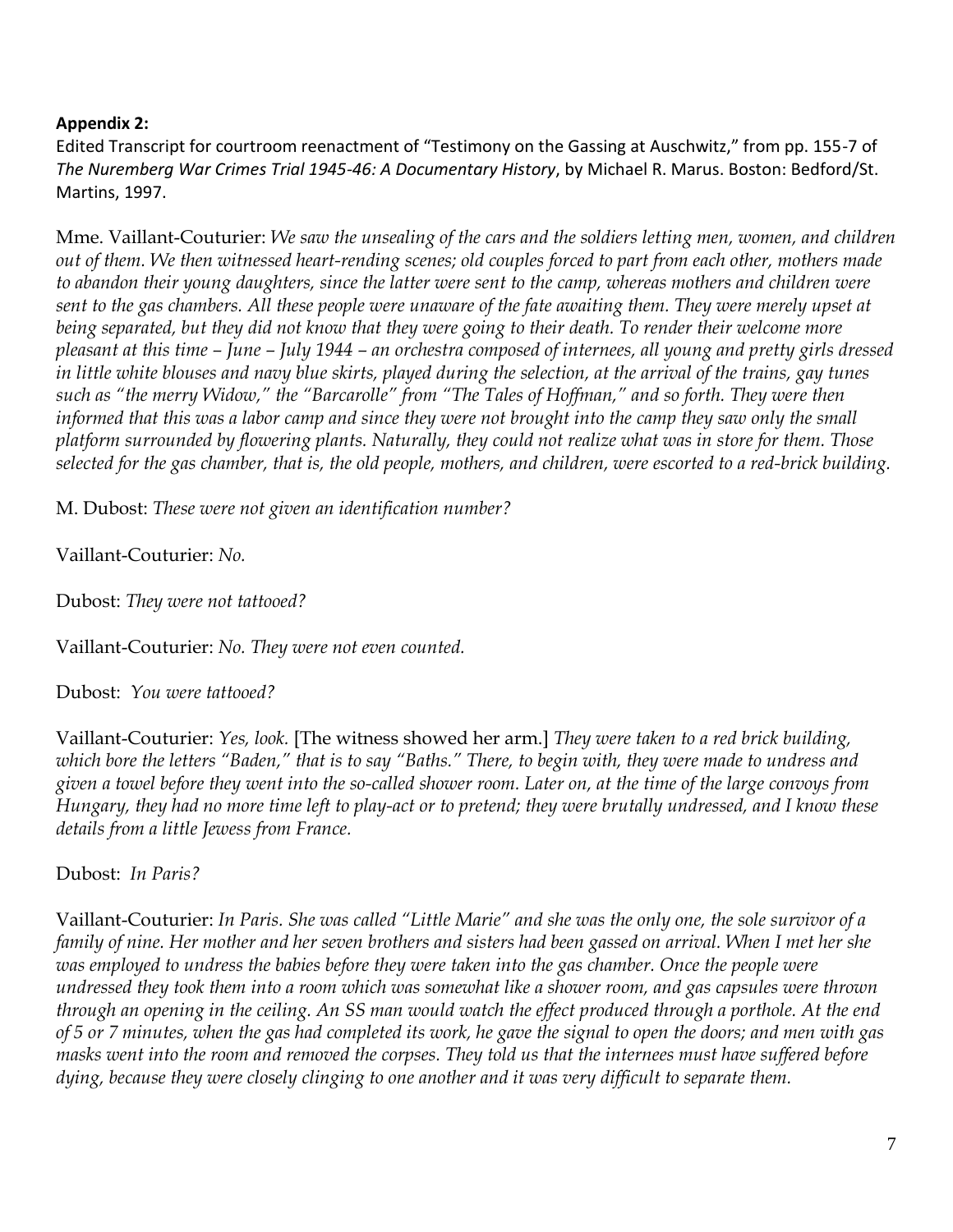**Appendix 2:**

Edited Transcript for courtroom reenactment of "Testimony on the Gassing at Auschwitz," from pp. 155-7 of *The Nuremberg War Crimes Trial 1945-46: A Documentary History*, by Michael R. Marus. Boston: Bedford/St. Martins, 1997.

Mme. Vaillant-Couturier: *We saw the unsealing of the cars and the soldiers letting men, women, and children out of them. We then witnessed heart-rending scenes; old couples forced to part from each other, mothers made to abandon their young daughters, since the latter were sent to the camp, whereas mothers and children were sent to the gas chambers. All these people were unaware of the fate awaiting them. They were merely upset at being separated, but they did not know that they were going to their death. To render their welcome more pleasant at this time – June – July 1944 – an orchestra composed of internees, all young and pretty girls dressed in little white blouses and navy blue skirts, played during the selection, at the arrival of the trains, gay tunes such as "the merry Widow," the "Barcarolle" from "The Tales of Hoffman," and so forth. They were then informed that this was a labor camp and since they were not brought into the camp they saw only the small platform surrounded by flowering plants. Naturally, they could not realize what was in store for them. Those selected for the gas chamber, that is, the old people, mothers, and children, were escorted to a red-brick building.*

M. Dubost: *These were not given an identification number?*

Vaillant-Couturier: *No.*

Dubost: *They were not tattooed?*

Vaillant-Couturier: *No. They were not even counted.*

Dubost: *You were tattooed?*

Vaillant-Couturier: *Yes, look.* [The witness showed her arm.] *They were taken to a red brick building, which bore the letters "Baden," that is to say "Baths." There, to begin with, they were made to undress and given a towel before they went into the so-called shower room. Later on, at the time of the large convoys from Hungary, they had no more time left to play-act or to pretend; they were brutally undressed, and I know these details from a little Jewess from France.*

Dubost: *In Paris?*

Vaillant-Couturier: *In Paris. She was called "Little Marie" and she was the only one, the sole survivor of a family of nine. Her mother and her seven brothers and sisters had been gassed on arrival. When I met her she was employed to undress the babies before they were taken into the gas chamber. Once the people were undressed they took them into a room which was somewhat like a shower room, and gas capsules were thrown through an opening in the ceiling. An SS man would watch the effect produced through a porthole. At the end of 5 or 7 minutes, when the gas had completed its work, he gave the signal to open the doors; and men with gas masks went into the room and removed the corpses. They told us that the internees must have suffered before dying, because they were closely clinging to one another and it was very difficult to separate them.*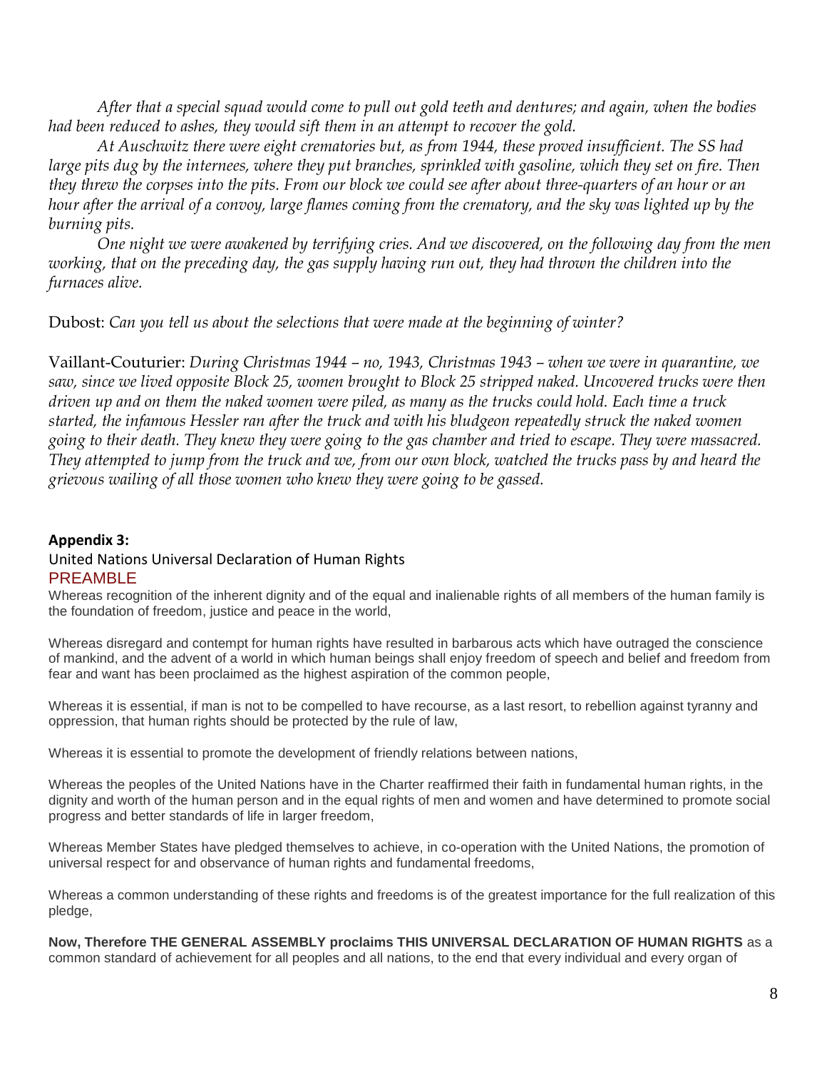*After that a special squad would come to pull out gold teeth and dentures; and again, when the bodies had been reduced to ashes, they would sift them in an attempt to recover the gold.*

*At Auschwitz there were eight crematories but, as from 1944, these proved insufficient. The SS had large pits dug by the internees, where they put branches, sprinkled with gasoline, which they set on fire. Then they threw the corpses into the pits. From our block we could see after about three-quarters of an hour or an hour after the arrival of a convoy, large flames coming from the crematory, and the sky was lighted up by the burning pits.*

*One night we were awakened by terrifying cries. And we discovered, on the following day from the men working, that on the preceding day, the gas supply having run out, they had thrown the children into the furnaces alive.*

Dubost: *Can you tell us about the selections that were made at the beginning of winter?*

Vaillant-Couturier: *During Christmas 1944 – no, 1943, Christmas 1943 – when we were in quarantine, we saw, since we lived opposite Block 25, women brought to Block 25 stripped naked. Uncovered trucks were then driven up and on them the naked women were piled, as many as the trucks could hold. Each time a truck started, the infamous Hessler ran after the truck and with his bludgeon repeatedly struck the naked women going to their death. They knew they were going to the gas chamber and tried to escape. They were massacred. They attempted to jump from the truck and we, from our own block, watched the trucks pass by and heard the grievous wailing of all those women who knew they were going to be gassed.*

**Appendix 3:**

United Nations Universal Declaration of Human Rights

## PREAMBLE

Whereas recognition of the inherent dignity and of the equal and inalienable rights of all members of the human family is the foundation of freedom, justice and peace in the world,

Whereas disregard and contempt for human rights have resulted in barbarous acts which have outraged the conscience of mankind, and the advent of a world in which human beings shall enjoy freedom of speech and belief and freedom from fear and want has been proclaimed as the highest aspiration of the common people,

Whereas it is essential, if man is not to be compelled to have recourse, as a last resort, to rebellion against tyranny and oppression, that human rights should be protected by the rule of law,

Whereas it is essential to promote the development of friendly relations between nations,

Whereas the peoples of the United Nations have in the Charter reaffirmed their faith in fundamental human rights, in the dignity and worth of the human person and in the equal rights of men and women and have determined to promote social progress and better standards of life in larger freedom,

Whereas Member States have pledged themselves to achieve, in co-operation with the United Nations, the promotion of universal respect for and observance of human rights and fundamental freedoms,

Whereas a common understanding of these rights and freedoms is of the greatest importance for the full realization of this pledge,

**Now, Therefore THE GENERAL ASSEMBLY proclaims THIS UNIVERSAL DECLARATION OF HUMAN RIGHTS** as a common standard of achievement for all peoples and all nations, to the end that every individual and every organ of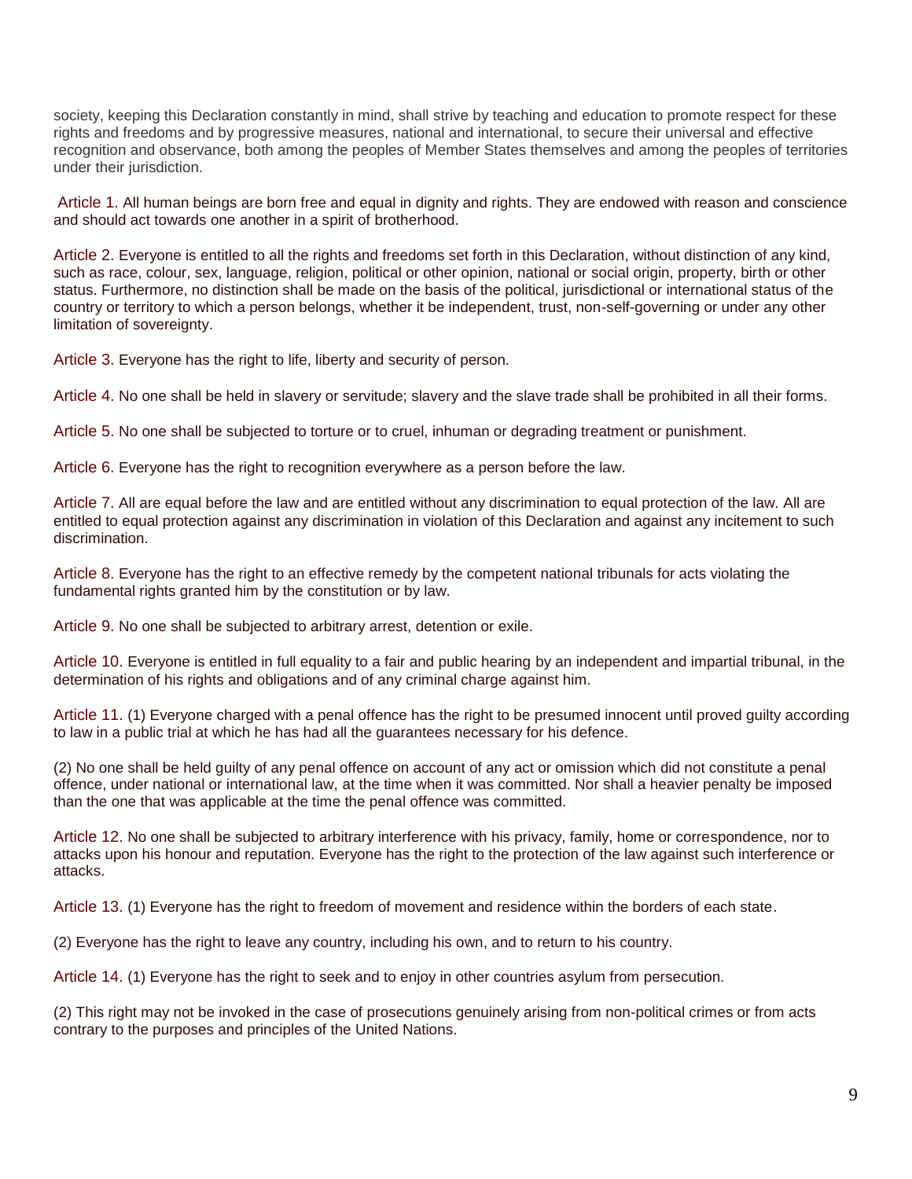society, keeping this Declaration constantly in mind, shall strive by teaching and education to promote respect for these rights and freedoms and by progressive measures, national and international, to secure their universal and effective recognition and observance, both among the peoples of Member States themselves and among the peoples of territories under their jurisdiction.

Article 1. All human beings are born free and equal in dignity and rights. They are endowed with reason and conscience and should act towards one another in a spirit of brotherhood.

Article 2. Everyone is entitled to all the rights and freedoms set forth in this Declaration, without distinction of any kind, such as race, colour, sex, language, religion, political or other opinion, national or social origin, property, birth or other status. Furthermore, no distinction shall be made on the basis of the political, jurisdictional or international status of the country or territory to which a person belongs, whether it be independent, trust, non-self-governing or under any other limitation of sovereignty.

Article 3. Everyone has the right to life, liberty and security of person.

Article 4. No one shall be held in slavery or servitude; slavery and the slave trade shall be prohibited in all their forms.

Article 5. No one shall be subjected to torture or to cruel, inhuman or degrading treatment or punishment.

Article 6. Everyone has the right to recognition everywhere as a person before the law.

Article 7. All are equal before the law and are entitled without any discrimination to equal protection of the law. All are entitled to equal protection against any discrimination in violation of this Declaration and against any incitement to such discrimination.

Article 8. Everyone has the right to an effective remedy by the competent national tribunals for acts violating the fundamental rights granted him by the constitution or by law.

Article 9. No one shall be subjected to arbitrary arrest, detention or exile.

Article 10. Everyone is entitled in full equality to a fair and public hearing by an independent and impartial tribunal, in the determination of his rights and obligations and of any criminal charge against him.

Article 11. (1) Everyone charged with a penal offence has the right to be presumed innocent until proved guilty according to law in a public trial at which he has had all the guarantees necessary for his defence.

(2) No one shall be held guilty of any penal offence on account of any act or omission which did not constitute a penal offence, under national or international law, at the time when it was committed. Nor shall a heavier penalty be imposed than the one that was applicable at the time the penal offence was committed.

Article 12. No one shall be subjected to arbitrary interference with his privacy, family, home or correspondence, nor to attacks upon his honour and reputation. Everyone has the right to the protection of the law against such interference or attacks.

Article 13. (1) Everyone has the right to freedom of movement and residence within the borders of each state.

(2) Everyone has the right to leave any country, including his own, and to return to his country.

Article 14. (1) Everyone has the right to seek and to enjoy in other countries asylum from persecution.

(2) This right may not be invoked in the case of prosecutions genuinely arising from non-political crimes or from acts contrary to the purposes and principles of the United Nations.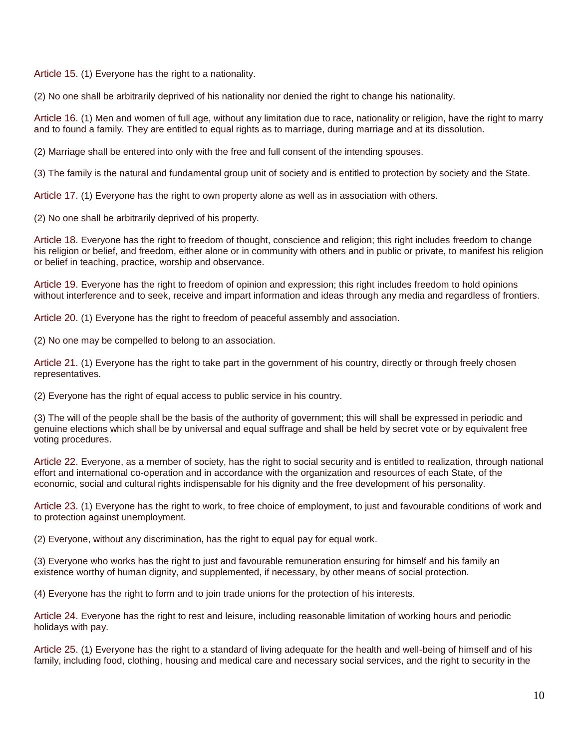Article 15. (1) Everyone has the right to a nationality.

(2) No one shall be arbitrarily deprived of his nationality nor denied the right to change his nationality.

Article 16. (1) Men and women of full age, without any limitation due to race, nationality or religion, have the right to marry and to found a family. They are entitled to equal rights as to marriage, during marriage and at its dissolution.

(2) Marriage shall be entered into only with the free and full consent of the intending spouses.

(3) The family is the natural and fundamental group unit of society and is entitled to protection by society and the State.

Article 17. (1) Everyone has the right to own property alone as well as in association with others.

(2) No one shall be arbitrarily deprived of his property.

Article 18. Everyone has the right to freedom of thought, conscience and religion; this right includes freedom to change his religion or belief, and freedom, either alone or in community with others and in public or private, to manifest his religion or belief in teaching, practice, worship and observance.

Article 19. Everyone has the right to freedom of opinion and expression; this right includes freedom to hold opinions without interference and to seek, receive and impart information and ideas through any media and regardless of frontiers.

Article 20. (1) Everyone has the right to freedom of peaceful assembly and association.

(2) No one may be compelled to belong to an association.

Article 21. (1) Everyone has the right to take part in the government of his country, directly or through freely chosen representatives.

(2) Everyone has the right of equal access to public service in his country.

(3) The will of the people shall be the basis of the authority of government; this will shall be expressed in periodic and genuine elections which shall be by universal and equal suffrage and shall be held by secret vote or by equivalent free voting procedures.

Article 22. Everyone, as a member of society, has the right to social security and is entitled to realization, through national effort and international co-operation and in accordance with the organization and resources of each State, of the economic, social and cultural rights indispensable for his dignity and the free development of his personality.

Article 23. (1) Everyone has the right to work, to free choice of employment, to just and favourable conditions of work and to protection against unemployment.

(2) Everyone, without any discrimination, has the right to equal pay for equal work.

(3) Everyone who works has the right to just and favourable remuneration ensuring for himself and his family an existence worthy of human dignity, and supplemented, if necessary, by other means of social protection.

(4) Everyone has the right to form and to join trade unions for the protection of his interests.

Article 24. Everyone has the right to rest and leisure, including reasonable limitation of working hours and periodic holidays with pay.

Article 25. (1) Everyone has the right to a standard of living adequate for the health and well-being of himself and of his family, including food, clothing, housing and medical care and necessary social services, and the right to security in the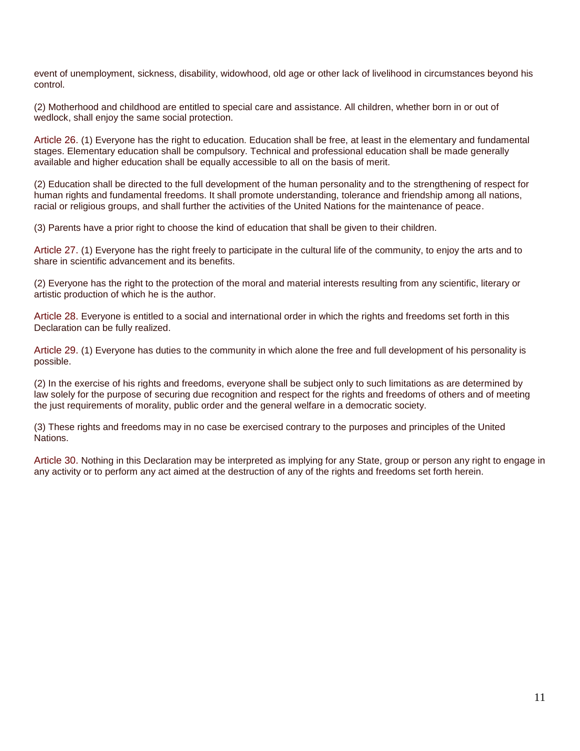event of unemployment, sickness, disability, widowhood, old age or other lack of livelihood in circumstances beyond his control.

(2) Motherhood and childhood are entitled to special care and assistance. All children, whether born in or out of wedlock, shall enjoy the same social protection.

Article 26. (1) Everyone has the right to education. Education shall be free, at least in the elementary and fundamental stages. Elementary education shall be compulsory. Technical and professional education shall be made generally available and higher education shall be equally accessible to all on the basis of merit.

(2) Education shall be directed to the full development of the human personality and to the strengthening of respect for human rights and fundamental freedoms. It shall promote understanding, tolerance and friendship among all nations, racial or religious groups, and shall further the activities of the United Nations for the maintenance of peace.

(3) Parents have a prior right to choose the kind of education that shall be given to their children.

Article 27. (1) Everyone has the right freely to participate in the cultural life of the community, to enjoy the arts and to share in scientific advancement and its benefits.

(2) Everyone has the right to the protection of the moral and material interests resulting from any scientific, literary or artistic production of which he is the author.

Article 28. Everyone is entitled to a social and international order in which the rights and freedoms set forth in this Declaration can be fully realized.

Article 29. (1) Everyone has duties to the community in which alone the free and full development of his personality is possible.

(2) In the exercise of his rights and freedoms, everyone shall be subject only to such limitations as are determined by law solely for the purpose of securing due recognition and respect for the rights and freedoms of others and of meeting the just requirements of morality, public order and the general welfare in a democratic society.

(3) These rights and freedoms may in no case be exercised contrary to the purposes and principles of the United Nations.

Article 30. Nothing in this Declaration may be interpreted as implying for any State, group or person any right to engage in any activity or to perform any act aimed at the destruction of any of the rights and freedoms set forth herein.